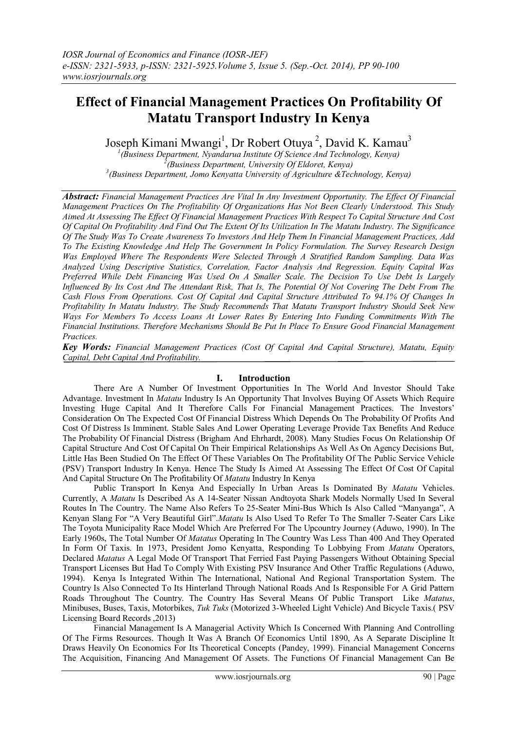# Effect of Financial Management Practices On Profitability Of Matatu Transport Industry In Kenya

Joseph Kimani Mwangi[1], Dr Robert Otuya [2], David K. Kamau[3]

[1](Business Department, Nyandarua Institute Of Science And Technology, Kenya)
[2](Business Department, University Of Eldoret, Kenya)
[3](Business Department, Jomo Kenyatta University of Agriculture &Technology, Kenya)

***Abstract:*** *Financial Management Practices Are Vital In Any Investment Opportunity. The Effect Of Financial Management Practices On The Profitability Of Organizations Has Not Been Clearly Understood. This Study Aimed At Assessing The Effect Of Financial Management Practices With Respect To Capital Structure And Cost Of Capital On Profitability And Find Out The Extent Of Its Utilization In The Matatu Industry. The Significance Of The Study Was To Create Awareness To Investors And Help Them In Financial Management Practices, Add To The Existing Knowledge And Help The Government In Policy Formulation. The Survey Research Design Was Employed Where The Respondents Were Selected Through A Stratified Random Sampling. Data Was Analyzed Using Descriptive Statistics, Correlation, Factor Analysis And Regression. Equity Capital Was Preferred While Debt Financing Was Used On A Smaller Scale. The Decision To Use Debt Is Largely Influenced By Its Cost And The Attendant Risk, That Is, The Potential Of Not Covering The Debt From The Cash Flows From Operations. Cost Of Capital And Capital Structure Attributed To 94.1% Of Changes In Profitability In Matatu Industry. The Study Recommends That Matatu Transport Industry Should Seek New Ways For Members To Access Loans At Lower Rates By Entering Into Funding Commitments With The Financial Institutions. Therefore Mechanisms Should Be Put In Place To Ensure Good Financial Management Practices.*

***Key Words:*** *Financial Management Practices (Cost Of Capital And Capital Structure), Matatu, Equity Capital, Debt Capital And Profitability.*

## I. Introduction

There Are A Number Of Investment Opportunities In The World And Investor Should Take Advantage. Investment In *Matatu* Industry Is An Opportunity That Involves Buying Of Assets Which Require Investing Huge Capital And It Therefore Calls For Financial Management Practices. The Investors' Consideration On The Expected Cost Of Financial Distress Which Depends On The Probability Of Profits And Cost Of Distress Is Imminent. Stable Sales And Lower Operating Leverage Provide Tax Benefits And Reduce The Probability Of Financial Distress (Brigham And Ehrhardt, 2008). Many Studies Focus On Relationship Of Capital Structure And Cost Of Capital On Their Empirical Relationships As Well As On Agency Decisions But, Little Has Been Studied On The Effect Of These Variables On The Profitability Of The Public Service Vehicle (PSV) Transport Industry In Kenya. Hence The Study Is Aimed At Assessing The Effect Of Cost Of Capital And Capital Structure On The Profitability Of *Matatu* Industry In Kenya

Public Transport In Kenya And Especially In Urban Areas Is Dominated By *Matatu* Vehicles. Currently, A *Matatu* Is Described As A 14-Seater Nissan Andtoyota Shark Models Normally Used In Several Routes In The Country. The Name Also Refers To 25-Seater Mini-Bus Which Is Also Called "Manyanga", A Kenyan Slang For "A Very Beautiful Girl".*Matatu* Is Also Used To Refer To The Smaller 7-Seater Cars Like The Toyota Municipality Race Model Which Are Preferred For The Upcountry Journey (Aduwo, 1990). In The Early 1960s, The Total Number Of *Matatus* Operating In The Country Was Less Than 400 And They Operated In Form Of Taxis. In 1973, President Jomo Kenyatta, Responding To Lobbying From *Matatu* Operators, Declared *Matatus* A Legal Mode Of Transport That Ferried Fast Paying Passengers Without Obtaining Special Transport Licenses But Had To Comply With Existing PSV Insurance And Other Traffic Regulations (Aduwo, 1994). Kenya Is Integrated Within The International, National And Regional Transportation System. The Country Is Also Connected To Its Hinterland Through National Roads And Is Responsible For A Grid Pattern Roads Throughout The Country. The Country Has Several Means Of Public Transport Like *Matatus*, Minibuses, Buses, Taxis, Motorbikes, *Tuk Tuks* (Motorized 3-Wheeled Light Vehicle) And Bicycle Taxis.( PSV Licensing Board Records ,2013)

Financial Management Is A Managerial Activity Which Is Concerned With Planning And Controlling Of The Firms Resources. Though It Was A Branch Of Economics Until 1890, As A Separate Discipline It Draws Heavily On Economics For Its Theoretical Concepts (Pandey, 1999). Financial Management Concerns The Acquisition, Financing And Management Of Assets. The Functions Of Financial Management Can Be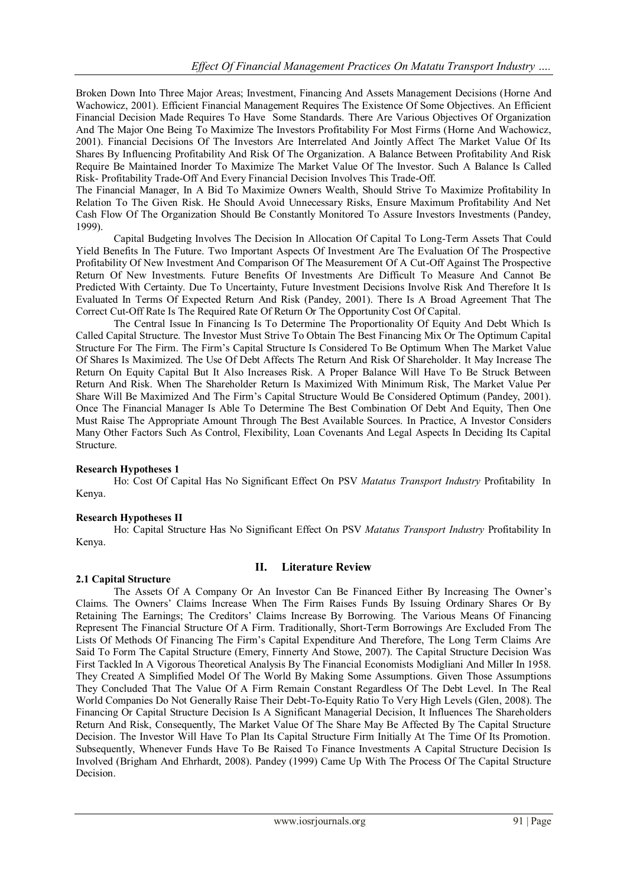Broken Down Into Three Major Areas; Investment, Financing And Assets Management Decisions (Horne And Wachowicz, 2001). Efficient Financial Management Requires The Existence Of Some Objectives. An Efficient Financial Decision Made Requires To Have Some Standards. There Are Various Objectives Of Organization And The Major One Being To Maximize The Investors Profitability For Most Firms (Horne And Wachowicz, 2001). Financial Decisions Of The Investors Are Interrelated And Jointly Affect The Market Value Of Its Shares By Influencing Profitability And Risk Of The Organization. A Balance Between Profitability And Risk Require Be Maintained Inorder To Maximize The Market Value Of The Investor. Such A Balance Is Called Risk- Profitability Trade-Off And Every Financial Decision Involves This Trade-Off.

The Financial Manager, In A Bid To Maximize Owners Wealth, Should Strive To Maximize Profitability In Relation To The Given Risk. He Should Avoid Unnecessary Risks, Ensure Maximum Profitability And Net Cash Flow Of The Organization Should Be Constantly Monitored To Assure Investors Investments (Pandey, 1999).

Capital Budgeting Involves The Decision In Allocation Of Capital To Long-Term Assets That Could Yield Benefits In The Future. Two Important Aspects Of Investment Are The Evaluation Of The Prospective Profitability Of New Investment And Comparison Of The Measurement Of A Cut-Off Against The Prospective Return Of New Investments. Future Benefits Of Investments Are Difficult To Measure And Cannot Be Predicted With Certainty. Due To Uncertainty, Future Investment Decisions Involve Risk And Therefore It Is Evaluated In Terms Of Expected Return And Risk (Pandey, 2001). There Is A Broad Agreement That The Correct Cut-Off Rate Is The Required Rate Of Return Or The Opportunity Cost Of Capital.

The Central Issue In Financing Is To Determine The Proportionality Of Equity And Debt Which Is Called Capital Structure. The Investor Must Strive To Obtain The Best Financing Mix Or The Optimum Capital Structure For The Firm. The Firm's Capital Structure Is Considered To Be Optimum When The Market Value Of Shares Is Maximized. The Use Of Debt Affects The Return And Risk Of Shareholder. It May Increase The Return On Equity Capital But It Also Increases Risk. A Proper Balance Will Have To Be Struck Between Return And Risk. When The Shareholder Return Is Maximized With Minimum Risk, The Market Value Per Share Will Be Maximized And The Firm's Capital Structure Would Be Considered Optimum (Pandey, 2001). Once The Financial Manager Is Able To Determine The Best Combination Of Debt And Equity, Then One Must Raise The Appropriate Amount Through The Best Available Sources. In Practice, A Investor Considers Many Other Factors Such As Control, Flexibility, Loan Covenants And Legal Aspects In Deciding Its Capital Structure.

**Research Hypotheses 1**

Ho: Cost Of Capital Has No Significant Effect On PSV *Matatus Transport Industry* Profitability In Kenya.

**Research Hypotheses II**

Ho: Capital Structure Has No Significant Effect On PSV *Matatus Transport Industry* Profitability In Kenya.

## II. Literature Review

### 2.1 Capital Structure

The Assets Of A Company Or An Investor Can Be Financed Either By Increasing The Owner's Claims. The Owners' Claims Increase When The Firm Raises Funds By Issuing Ordinary Shares Or By Retaining The Earnings; The Creditors' Claims Increase By Borrowing. The Various Means Of Financing Represent The Financial Structure Of A Firm. Traditionally, Short-Term Borrowings Are Excluded From The Lists Of Methods Of Financing The Firm's Capital Expenditure And Therefore, The Long Term Claims Are Said To Form The Capital Structure (Emery, Finnerty And Stowe, 2007). The Capital Structure Decision Was First Tackled In A Vigorous Theoretical Analysis By The Financial Economists Modigliani And Miller In 1958. They Created A Simplified Model Of The World By Making Some Assumptions. Given Those Assumptions They Concluded That The Value Of A Firm Remain Constant Regardless Of The Debt Level. In The Real World Companies Do Not Generally Raise Their Debt-To-Equity Ratio To Very High Levels (Glen, 2008). The Financing Or Capital Structure Decision Is A Significant Managerial Decision, It Influences The Shareholders Return And Risk, Consequently, The Market Value Of The Share May Be Affected By The Capital Structure Decision. The Investor Will Have To Plan Its Capital Structure Firm Initially At The Time Of Its Promotion. Subsequently, Whenever Funds Have To Be Raised To Finance Investments A Capital Structure Decision Is Involved (Brigham And Ehrhardt, 2008). Pandey (1999) Came Up With The Process Of The Capital Structure Decision.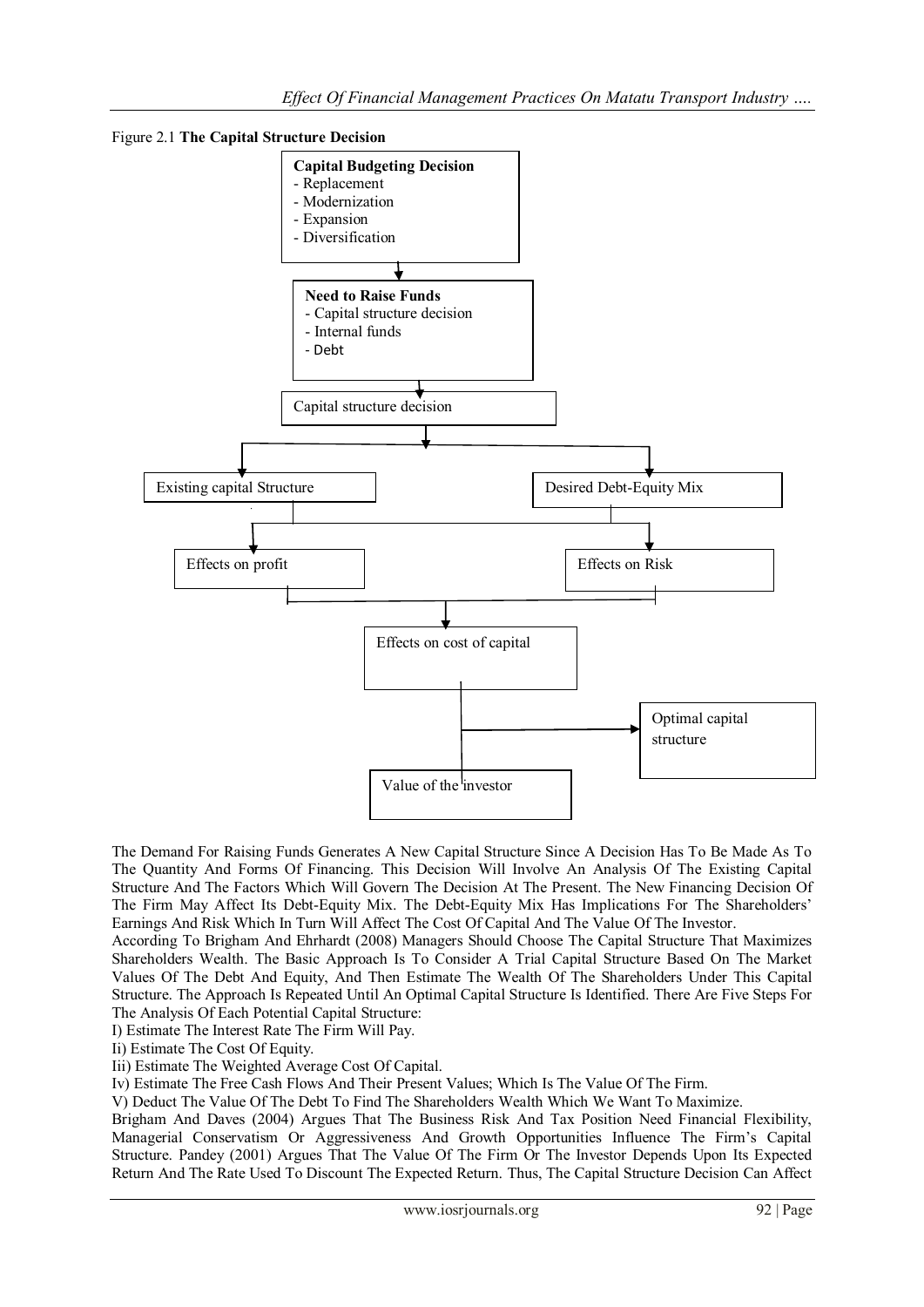Figure 2.1 **The Capital Structure Decision**

**Capital Budgeting Decision**
- Replacement
- Modernization
- Expansion
- Diversification

**Need to Raise Funds**
- Capital structure decision
- Internal funds
- Debt

Capital structure decision

Existing capital Structure

Desired Debt-Equity Mix

Effects on profit

Effects on Risk

Effects on cost of capital

Optimal capital structure

Value of the investor

The Demand For Raising Funds Generates A New Capital Structure Since A Decision Has To Be Made As To The Quantity And Forms Of Financing. This Decision Will Involve An Analysis Of The Existing Capital Structure And The Factors Which Will Govern The Decision At The Present. The New Financing Decision Of The Firm May Affect Its Debt-Equity Mix. The Debt-Equity Mix Has Implications For The Shareholders' Earnings And Risk Which In Turn Will Affect The Cost Of Capital And The Value Of The Investor.

According To Brigham And Ehrhardt (2008) Managers Should Choose The Capital Structure That Maximizes Shareholders Wealth. The Basic Approach Is To Consider A Trial Capital Structure Based On The Market Values Of The Debt And Equity, And Then Estimate The Wealth Of The Shareholders Under This Capital Structure. The Approach Is Repeated Until An Optimal Capital Structure Is Identified. There Are Five Steps For The Analysis Of Each Potential Capital Structure:

I) Estimate The Interest Rate The Firm Will Pay.

Ii) Estimate The Cost Of Equity.

Iii) Estimate The Weighted Average Cost Of Capital.

Iv) Estimate The Free Cash Flows And Their Present Values; Which Is The Value Of The Firm.

V) Deduct The Value Of The Debt To Find The Shareholders Wealth Which We Want To Maximize.

Brigham And Daves (2004) Argues That The Business Risk And Tax Position Need Financial Flexibility, Managerial Conservatism Or Aggressiveness And Growth Opportunities Influence The Firm's Capital Structure. Pandey (2001) Argues That The Value Of The Firm Or The Investor Depends Upon Its Expected Return And The Rate Used To Discount The Expected Return. Thus, The Capital Structure Decision Can Affect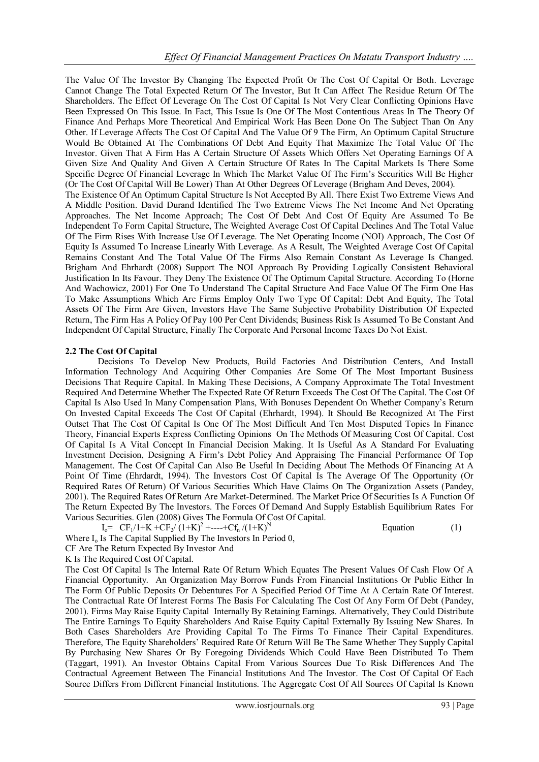The Value Of The Investor By Changing The Expected Profit Or The Cost Of Capital Or Both. Leverage Cannot Change The Total Expected Return Of The Investor, But It Can Affect The Residue Return Of The Shareholders. The Effect Of Leverage On The Cost Of Capital Is Not Very Clear Conflicting Opinions Have Been Expressed On This Issue. In Fact, This Issue Is One Of The Most Contentious Areas In The Theory Of Finance And Perhaps More Theoretical And Empirical Work Has Been Done On The Subject Than On Any Other. If Leverage Affects The Cost Of Capital And The Value Of 9 The Firm, An Optimum Capital Structure Would Be Obtained At The Combinations Of Debt And Equity That Maximize The Total Value Of The Investor. Given That A Firm Has A Certain Structure Of Assets Which Offers Net Operating Earnings Of A Given Size And Quality And Given A Certain Structure Of Rates In The Capital Markets Is There Some Specific Degree Of Financial Leverage In Which The Market Value Of The Firm's Securities Will Be Higher (Or The Cost Of Capital Will Be Lower) Than At Other Degrees Of Leverage (Brigham And Deves, 2004).

The Existence Of An Optimum Capital Structure Is Not Accepted By All. There Exist Two Extreme Views And A Middle Position. David Durand Identified The Two Extreme Views The Net Income And Net Operating Approaches. The Net Income Approach; The Cost Of Debt And Cost Of Equity Are Assumed To Be Independent To Form Capital Structure, The Weighted Average Cost Of Capital Declines And The Total Value Of The Firm Rises With Increase Use Of Leverage. The Net Operating Income (NOI) Approach, The Cost Of Equity Is Assumed To Increase Linearly With Leverage. As A Result, The Weighted Average Cost Of Capital Remains Constant And The Total Value Of The Firms Also Remain Constant As Leverage Is Changed. Brigham And Ehrhardt (2008) Support The NOI Approach By Providing Logically Consistent Behavioral Justification In Its Favour. They Deny The Existence Of The Optimum Capital Structure. According To (Horne And Wachowicz, 2001) For One To Understand The Capital Structure And Face Value Of The Firm One Has To Make Assumptions Which Are Firms Employ Only Two Type Of Capital: Debt And Equity, The Total Assets Of The Firm Are Given, Investors Have The Same Subjective Probability Distribution Of Expected Return, The Firm Has A Policy Of Pay 100 Per Cent Dividends; Business Risk Is Assumed To Be Constant And Independent Of Capital Structure, Finally The Corporate And Personal Income Taxes Do Not Exist.

## 2.2 The Cost Of Capital

Decisions To Develop New Products, Build Factories And Distribution Centers, And Install Information Technology And Acquiring Other Companies Are Some Of The Most Important Business Decisions That Require Capital. In Making These Decisions, A Company Approximate The Total Investment Required And Determine Whether The Expected Rate Of Return Exceeds The Cost Of The Capital. The Cost Of Capital Is Also Used In Many Compensation Plans, With Bonuses Dependent On Whether Company's Return On Invested Capital Exceeds The Cost Of Capital (Ehrhardt, 1994). It Should Be Recognized At The First Outset That The Cost Of Capital Is One Of The Most Difficult And Ten Most Disputed Topics In Finance Theory, Financial Experts Express Conflicting Opinions On The Methods Of Measuring Cost Of Capital. Cost Of Capital Is A Vital Concept In Financial Decision Making. It Is Useful As A Standard For Evaluating Investment Decision, Designing A Firm's Debt Policy And Appraising The Financial Performance Of Top Management. The Cost Of Capital Can Also Be Useful In Deciding About The Methods Of Financing At A Point Of Time (Ehrdardt, 1994). The Investors Cost Of Capital Is The Average Of The Opportunity (Or Required Rates Of Return) Of Various Securities Which Have Claims On The Organization Assets (Pandey, 2001). The Required Rates Of Return Are Market-Determined. The Market Price Of Securities Is A Function Of The Return Expected By The Investors. The Forces Of Demand And Supply Establish Equilibrium Rates For Various Securities. Glen (2008) Gives The Formula Of Cost Of Capital.

$$I_o = CF_1/1+K + CF_2/(1+K)^2 + \text{----} + Cf_n/(1+K)^N \qquad \text{Equation} \quad (1)$$

Where $I_o$ Is The Capital Supplied By The Investors In Period 0,

CF Are The Return Expected By Investor And

K Is The Required Cost Of Capital.

The Cost Of Capital Is The Internal Rate Of Return Which Equates The Present Values Of Cash Flow Of A Financial Opportunity. An Organization May Borrow Funds From Financial Institutions Or Public Either In The Form Of Public Deposits Or Debentures For A Specified Period Of Time At A Certain Rate Of Interest. The Contractual Rate Of Interest Forms The Basis For Calculating The Cost Of Any Form Of Debt (Pandey, 2001). Firms May Raise Equity Capital Internally By Retaining Earnings. Alternatively, They Could Distribute The Entire Earnings To Equity Shareholders And Raise Equity Capital Externally By Issuing New Shares. In Both Cases Shareholders Are Providing Capital To The Firms To Finance Their Capital Expenditures. Therefore, The Equity Shareholders' Required Rate Of Return Will Be The Same Whether They Supply Capital By Purchasing New Shares Or By Foregoing Dividends Which Could Have Been Distributed To Them (Taggart, 1991). An Investor Obtains Capital From Various Sources Due To Risk Differences And The Contractual Agreement Between The Financial Institutions And The Investor. The Cost Of Capital Of Each Source Differs From Different Financial Institutions. The Aggregate Cost Of All Sources Of Capital Is Known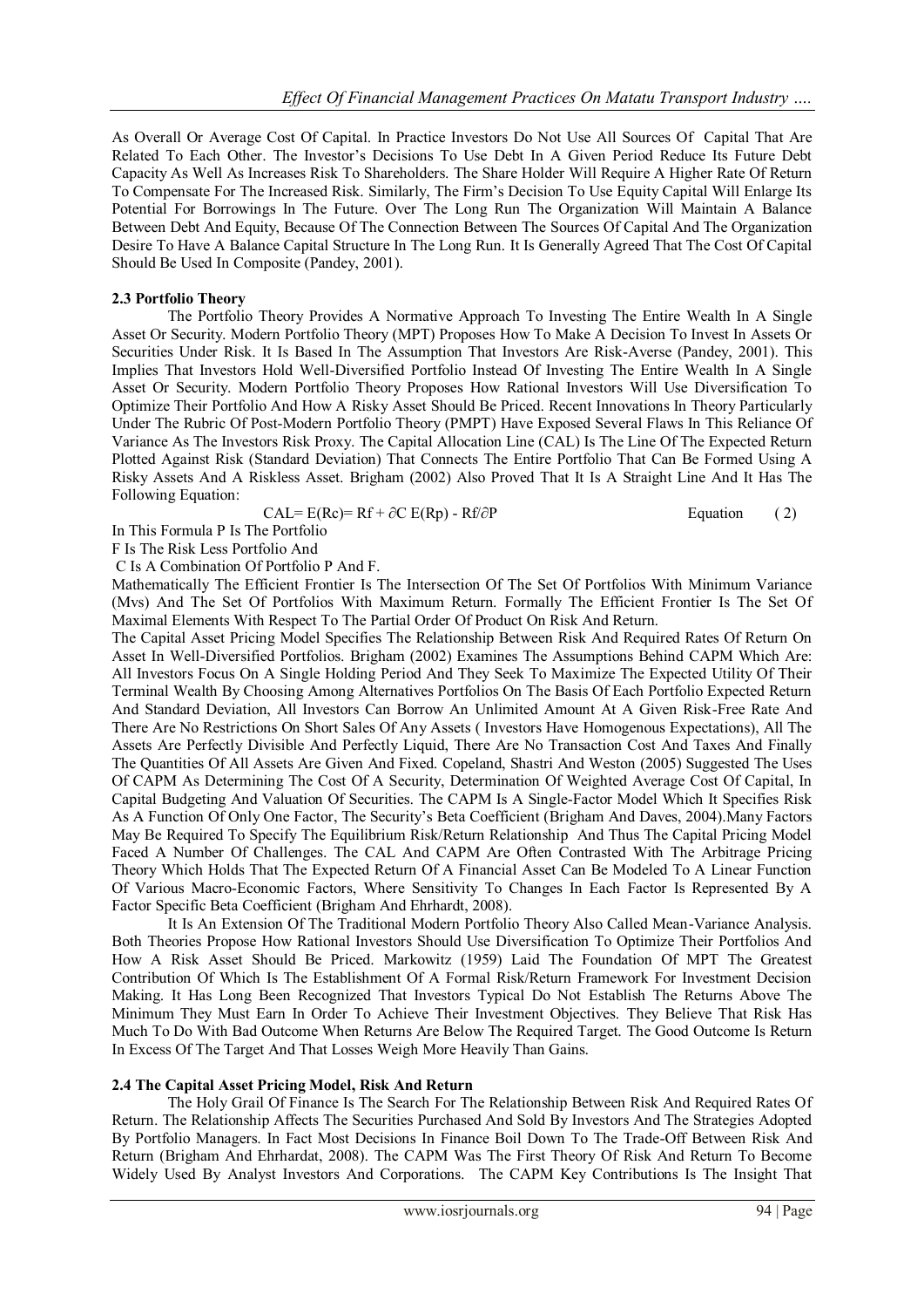As Overall Or Average Cost Of Capital. In Practice Investors Do Not Use All Sources Of Capital That Are Related To Each Other. The Investor's Decisions To Use Debt In A Given Period Reduce Its Future Debt Capacity As Well As Increases Risk To Shareholders. The Share Holder Will Require A Higher Rate Of Return To Compensate For The Increased Risk. Similarly, The Firm's Decision To Use Equity Capital Will Enlarge Its Potential For Borrowings In The Future. Over The Long Run The Organization Will Maintain A Balance Between Debt And Equity, Because Of The Connection Between The Sources Of Capital And The Organization Desire To Have A Balance Capital Structure In The Long Run. It Is Generally Agreed That The Cost Of Capital Should Be Used In Composite (Pandey, 2001).

### 2.3 Portfolio Theory

The Portfolio Theory Provides A Normative Approach To Investing The Entire Wealth In A Single Asset Or Security. Modern Portfolio Theory (MPT) Proposes How To Make A Decision To Invest In Assets Or Securities Under Risk. It Is Based In The Assumption That Investors Are Risk-Averse (Pandey, 2001). This Implies That Investors Hold Well-Diversified Portfolio Instead Of Investing The Entire Wealth In A Single Asset Or Security. Modern Portfolio Theory Proposes How Rational Investors Will Use Diversification To Optimize Their Portfolio And How A Risky Asset Should Be Priced. Recent Innovations In Theory Particularly Under The Rubric Of Post-Modern Portfolio Theory (PMPT) Have Exposed Several Flaws In This Reliance Of Variance As The Investors Risk Proxy. The Capital Allocation Line (CAL) Is The Line Of The Expected Return Plotted Against Risk (Standard Deviation) That Connects The Entire Portfolio That Can Be Formed Using A Risky Assets And A Riskless Asset. Brigham (2002) Also Proved That It Is A Straight Line And It Has The Following Equation:

$$CAL = E(Rc) = Rf + \partial C\ E(Rp) - Rf/\partial P \qquad \text{Equation (2)}$$

In This Formula P Is The Portfolio

F Is The Risk Less Portfolio And

C Is A Combination Of Portfolio P And F.

Mathematically The Efficient Frontier Is The Intersection Of The Set Of Portfolios With Minimum Variance (Mvs) And The Set Of Portfolios With Maximum Return. Formally The Efficient Frontier Is The Set Of Maximal Elements With Respect To The Partial Order Of Product On Risk And Return.

The Capital Asset Pricing Model Specifies The Relationship Between Risk And Required Rates Of Return On Asset In Well-Diversified Portfolios. Brigham (2002) Examines The Assumptions Behind CAPM Which Are: All Investors Focus On A Single Holding Period And They Seek To Maximize The Expected Utility Of Their Terminal Wealth By Choosing Among Alternatives Portfolios On The Basis Of Each Portfolio Expected Return And Standard Deviation, All Investors Can Borrow An Unlimited Amount At A Given Risk-Free Rate And There Are No Restrictions On Short Sales Of Any Assets ( Investors Have Homogenous Expectations), All The Assets Are Perfectly Divisible And Perfectly Liquid, There Are No Transaction Cost And Taxes And Finally The Quantities Of All Assets Are Given And Fixed. Copeland, Shastri And Weston (2005) Suggested The Uses Of CAPM As Determining The Cost Of A Security, Determination Of Weighted Average Cost Of Capital, In Capital Budgeting And Valuation Of Securities. The CAPM Is A Single-Factor Model Which It Specifies Risk As A Function Of Only One Factor, The Security's Beta Coefficient (Brigham And Daves, 2004).Many Factors May Be Required To Specify The Equilibrium Risk/Return Relationship And Thus The Capital Pricing Model Faced A Number Of Challenges. The CAL And CAPM Are Often Contrasted With The Arbitrage Pricing Theory Which Holds That The Expected Return Of A Financial Asset Can Be Modeled To A Linear Function Of Various Macro-Economic Factors, Where Sensitivity To Changes In Each Factor Is Represented By A Factor Specific Beta Coefficient (Brigham And Ehrhardt, 2008).

It Is An Extension Of The Traditional Modern Portfolio Theory Also Called Mean-Variance Analysis. Both Theories Propose How Rational Investors Should Use Diversification To Optimize Their Portfolios And How A Risk Asset Should Be Priced. Markowitz (1959) Laid The Foundation Of MPT The Greatest Contribution Of Which Is The Establishment Of A Formal Risk/Return Framework For Investment Decision Making. It Has Long Been Recognized That Investors Typical Do Not Establish The Returns Above The Minimum They Must Earn In Order To Achieve Their Investment Objectives. They Believe That Risk Has Much To Do With Bad Outcome When Returns Are Below The Required Target. The Good Outcome Is Return In Excess Of The Target And That Losses Weigh More Heavily Than Gains.

### 2.4 The Capital Asset Pricing Model, Risk And Return

The Holy Grail Of Finance Is The Search For The Relationship Between Risk And Required Rates Of Return. The Relationship Affects The Securities Purchased And Sold By Investors And The Strategies Adopted By Portfolio Managers. In Fact Most Decisions In Finance Boil Down To The Trade-Off Between Risk And Return (Brigham And Ehrhardat, 2008). The CAPM Was The First Theory Of Risk And Return To Become Widely Used By Analyst Investors And Corporations. The CAPM Key Contributions Is The Insight That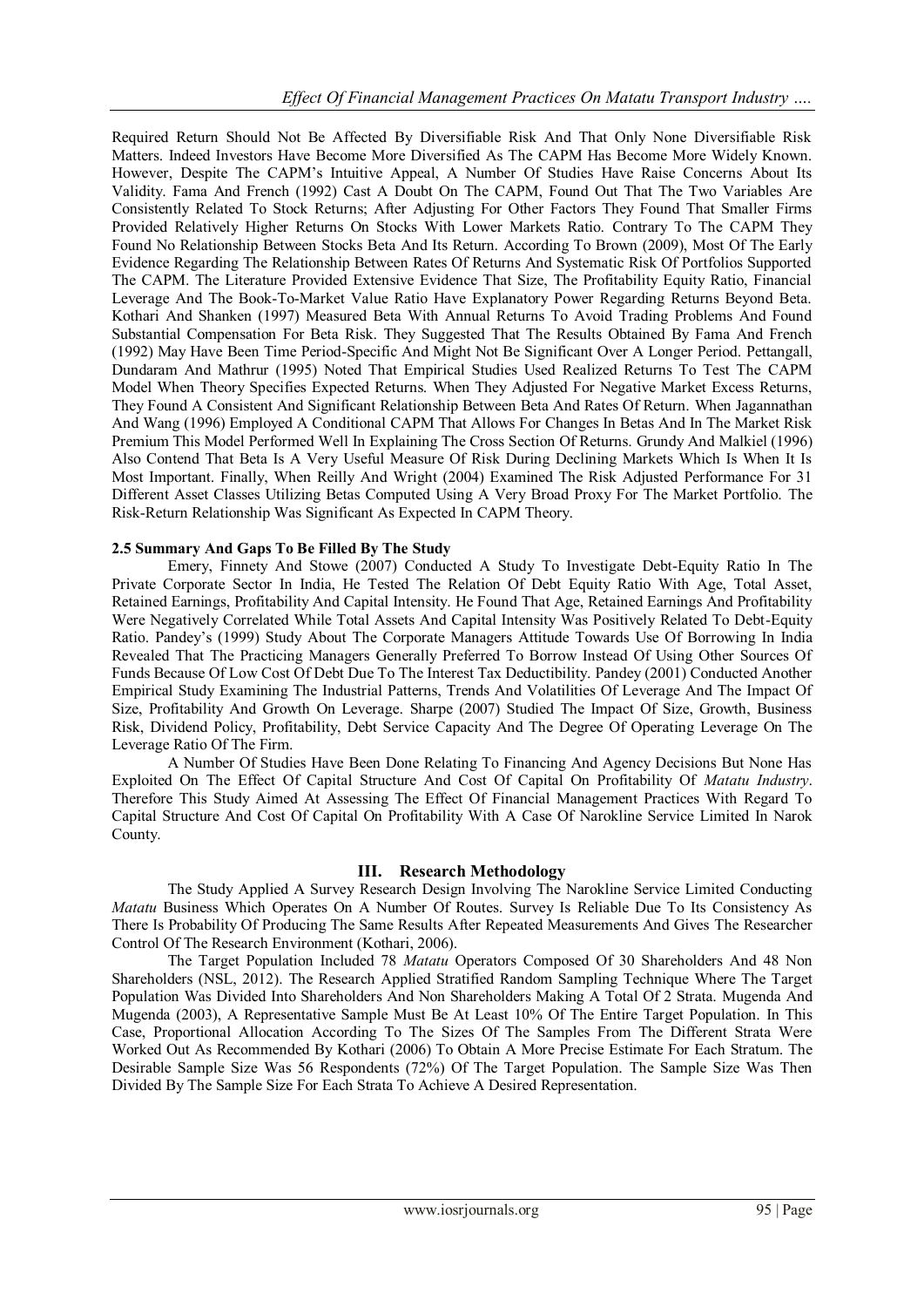Required Return Should Not Be Affected By Diversifiable Risk And That Only None Diversifiable Risk Matters. Indeed Investors Have Become More Diversified As The CAPM Has Become More Widely Known. However, Despite The CAPM's Intuitive Appeal, A Number Of Studies Have Raise Concerns About Its Validity. Fama And French (1992) Cast A Doubt On The CAPM, Found Out That The Two Variables Are Consistently Related To Stock Returns; After Adjusting For Other Factors They Found That Smaller Firms Provided Relatively Higher Returns On Stocks With Lower Markets Ratio. Contrary To The CAPM They Found No Relationship Between Stocks Beta And Its Return. According To Brown (2009), Most Of The Early Evidence Regarding The Relationship Between Rates Of Returns And Systematic Risk Of Portfolios Supported The CAPM. The Literature Provided Extensive Evidence That Size, The Profitability Equity Ratio, Financial Leverage And The Book-To-Market Value Ratio Have Explanatory Power Regarding Returns Beyond Beta. Kothari And Shanken (1997) Measured Beta With Annual Returns To Avoid Trading Problems And Found Substantial Compensation For Beta Risk. They Suggested That The Results Obtained By Fama And French (1992) May Have Been Time Period-Specific And Might Not Be Significant Over A Longer Period. Pettangall, Dundaram And Mathrur (1995) Noted That Empirical Studies Used Realized Returns To Test The CAPM Model When Theory Specifies Expected Returns. When They Adjusted For Negative Market Excess Returns, They Found A Consistent And Significant Relationship Between Beta And Rates Of Return. When Jagannathan And Wang (1996) Employed A Conditional CAPM That Allows For Changes In Betas And In The Market Risk Premium This Model Performed Well In Explaining The Cross Section Of Returns. Grundy And Malkiel (1996) Also Contend That Beta Is A Very Useful Measure Of Risk During Declining Markets Which Is When It Is Most Important. Finally, When Reilly And Wright (2004) Examined The Risk Adjusted Performance For 31 Different Asset Classes Utilizing Betas Computed Using A Very Broad Proxy For The Market Portfolio. The Risk-Return Relationship Was Significant As Expected In CAPM Theory.

### 2.5 Summary And Gaps To Be Filled By The Study

Emery, Finnety And Stowe (2007) Conducted A Study To Investigate Debt-Equity Ratio In The Private Corporate Sector In India, He Tested The Relation Of Debt Equity Ratio With Age, Total Asset, Retained Earnings, Profitability And Capital Intensity. He Found That Age, Retained Earnings And Profitability Were Negatively Correlated While Total Assets And Capital Intensity Was Positively Related To Debt-Equity Ratio. Pandey's (1999) Study About The Corporate Managers Attitude Towards Use Of Borrowing In India Revealed That The Practicing Managers Generally Preferred To Borrow Instead Of Using Other Sources Of Funds Because Of Low Cost Of Debt Due To The Interest Tax Deductibility. Pandey (2001) Conducted Another Empirical Study Examining The Industrial Patterns, Trends And Volatilities Of Leverage And The Impact Of Size, Profitability And Growth On Leverage. Sharpe (2007) Studied The Impact Of Size, Growth, Business Risk, Dividend Policy, Profitability, Debt Service Capacity And The Degree Of Operating Leverage On The Leverage Ratio Of The Firm.

A Number Of Studies Have Been Done Relating To Financing And Agency Decisions But None Has Exploited On The Effect Of Capital Structure And Cost Of Capital On Profitability Of *Matatu Industry*. Therefore This Study Aimed At Assessing The Effect Of Financial Management Practices With Regard To Capital Structure And Cost Of Capital On Profitability With A Case Of Narokline Service Limited In Narok County.

## III. Research Methodology

The Study Applied A Survey Research Design Involving The Narokline Service Limited Conducting *Matatu* Business Which Operates On A Number Of Routes. Survey Is Reliable Due To Its Consistency As There Is Probability Of Producing The Same Results After Repeated Measurements And Gives The Researcher Control Of The Research Environment (Kothari, 2006).

The Target Population Included 78 *Matatu* Operators Composed Of 30 Shareholders And 48 Non Shareholders (NSL, 2012). The Research Applied Stratified Random Sampling Technique Where The Target Population Was Divided Into Shareholders And Non Shareholders Making A Total Of 2 Strata. Mugenda And Mugenda (2003), A Representative Sample Must Be At Least 10% Of The Entire Target Population. In This Case, Proportional Allocation According To The Sizes Of The Samples From The Different Strata Were Worked Out As Recommended By Kothari (2006) To Obtain A More Precise Estimate For Each Stratum. The Desirable Sample Size Was 56 Respondents (72%) Of The Target Population. The Sample Size Was Then Divided By The Sample Size For Each Strata To Achieve A Desired Representation.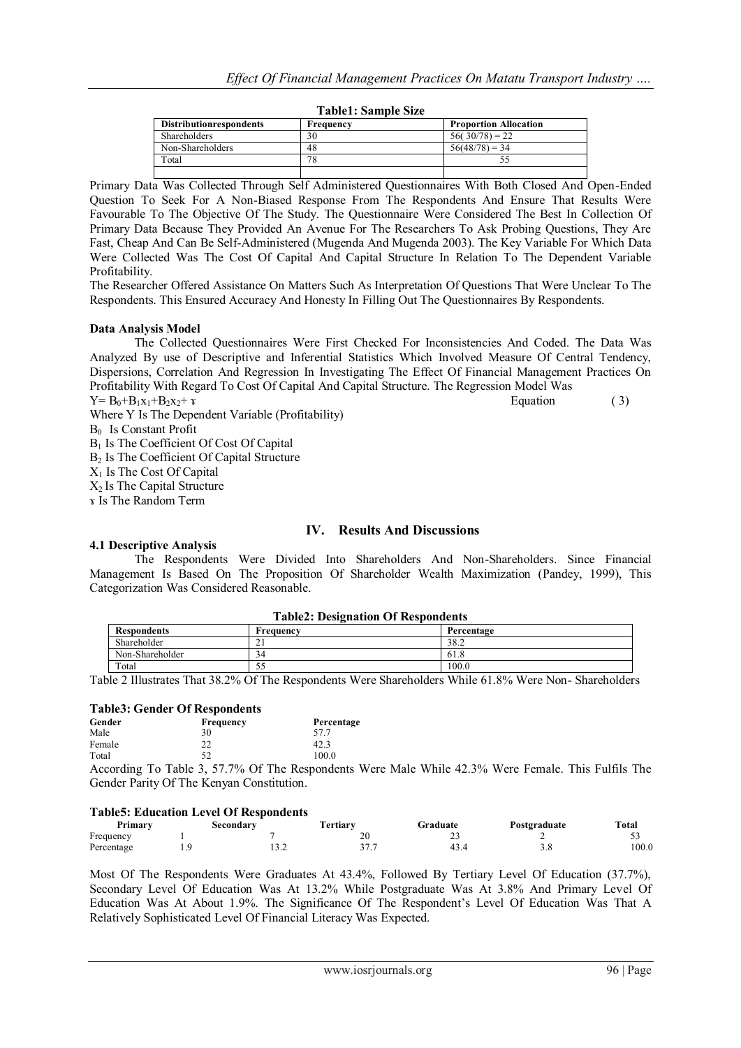**Table1: Sample Size**

| Distributionrespondents | Frequency | Proportion Allocation |
|---|---|---|
| Shareholders | 30 | 56( 30/78) = 22 |
| Non-Shareholders | 48 | 56(48/78) = 34 |
| Total | 78 | 55 |
| | | |

Primary Data Was Collected Through Self Administered Questionnaires With Both Closed And Open-Ended Question To Seek For A Non-Biased Response From The Respondents And Ensure That Results Were Favourable To The Objective Of The Study. The Questionnaire Were Considered The Best In Collection Of Primary Data Because They Provided An Avenue For The Researchers To Ask Probing Questions, They Are Fast, Cheap And Can Be Self-Administered (Mugenda And Mugenda 2003). The Key Variable For Which Data Were Collected Was The Cost Of Capital And Capital Structure In Relation To The Dependent Variable Profitability.

The Researcher Offered Assistance On Matters Such As Interpretation Of Questions That Were Unclear To The Respondents. This Ensured Accuracy And Honesty In Filling Out The Questionnaires By Respondents.

**Data Analysis Model**

The Collected Questionnaires Were First Checked For Inconsistencies And Coded. The Data Was Analyzed By use of Descriptive and Inferential Statistics Which Involved Measure Of Central Tendency, Dispersions, Correlation And Regression In Investigating The Effect Of Financial Management Practices On Profitability With Regard To Cost Of Capital And Capital Structure. The Regression Model Was

$$Y= B_0+B_1x_1+B_2x_2+ \varepsilon \qquad \text{Equation} \quad (3)$$

Where Y Is The Dependent Variable (Profitability)

$B_0$ Is Constant Profit

$B_1$ Is The Coefficient Of Cost Of Capital

$B_2$ Is The Coefficient Of Capital Structure

$X_1$ Is The Cost Of Capital

$X_2$ Is The Capital Structure

$\varepsilon$ Is The Random Term

## IV. Results And Discussions

### 4.1 Descriptive Analysis

The Respondents Were Divided Into Shareholders And Non-Shareholders. Since Financial Management Is Based On The Proposition Of Shareholder Wealth Maximization (Pandey, 1999), This Categorization Was Considered Reasonable.

**Table2: Designation Of Respondents**

| Respondents | Frequency | Percentage |
|---|---|---|
| Shareholder | 21 | 38.2 |
| Non-Shareholder | 34 | 61.8 |
| Total | 55 | 100.0 |

Table 2 Illustrates That 38.2% Of The Respondents Were Shareholders While 61.8% Were Non- Shareholders

**Table3: Gender Of Respondents**

| Gender | Frequency | Percentage |
|---|---|---|
| Male | 30 | 57.7 |
| Female | 22 | 42.3 |
| Total | 52 | 100.0 |

According To Table 3, 57.7% Of The Respondents Were Male While 42.3% Were Female. This Fulfils The Gender Parity Of The Kenyan Constitution.

**Table5: Education Level Of Respondents**

| | Primary | Secondary | Tertiary | Graduate | Postgraduate | Total |
|---|---|---|---|---|---|---|
| Frequency | 1 | 7 | 20 | 23 | 2 | 53 |
| Percentage | 1.9 | 13.2 | 37.7 | 43.4 | 3.8 | 100.0 |

Most Of The Respondents Were Graduates At 43.4%, Followed By Tertiary Level Of Education (37.7%), Secondary Level Of Education Was At 13.2% While Postgraduate Was At 3.8% And Primary Level Of Education Was At About 1.9%. The Significance Of The Respondent's Level Of Education Was That A Relatively Sophisticated Level Of Financial Literacy Was Expected.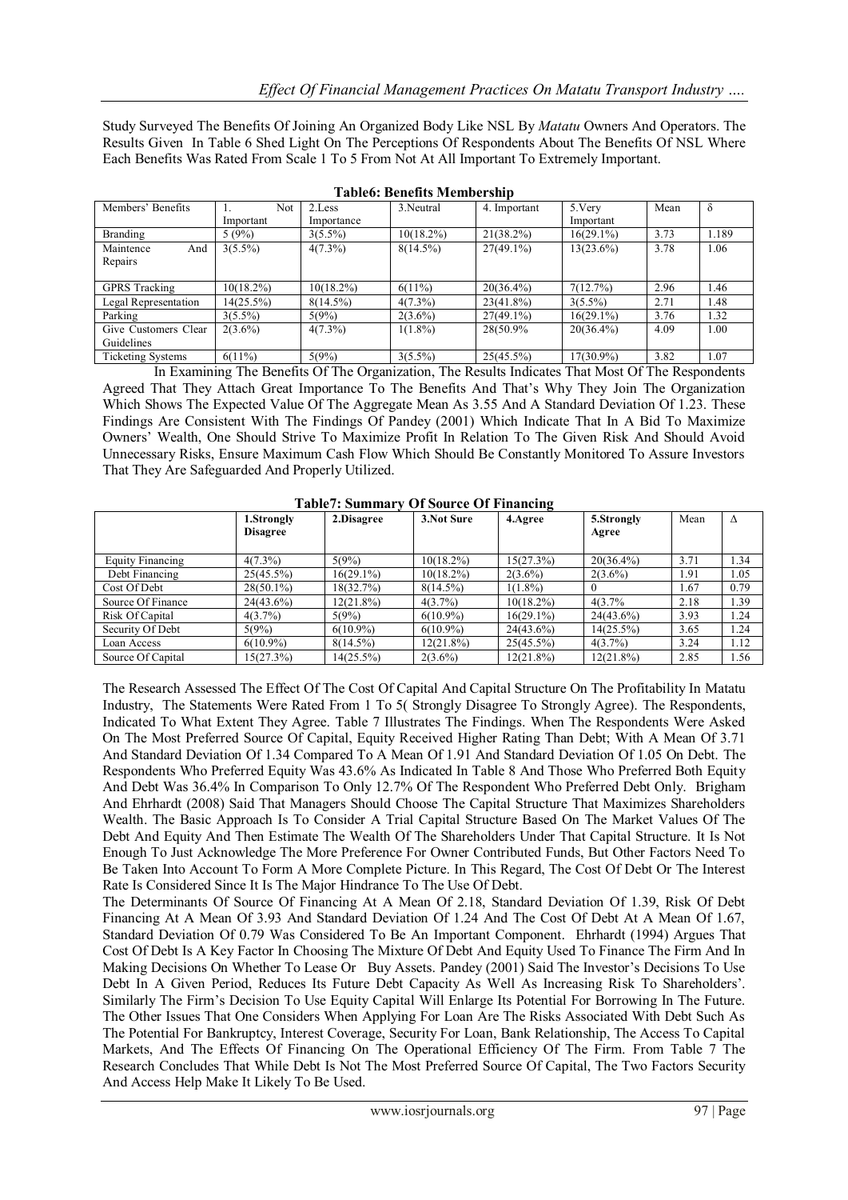Study Surveyed The Benefits Of Joining An Organized Body Like NSL By *Matatu* Owners And Operators. The Results Given In Table 6 Shed Light On The Perceptions Of Respondents About The Benefits Of NSL Where Each Benefits Was Rated From Scale 1 To 5 From Not At All Important To Extremely Important.

**Table6: Benefits Membership**

| Members' Benefits | 1. Not Important | 2.Less Importance | 3.Neutral | 4. Important | 5.Very Important | Mean | δ |
|---|---|---|---|---|---|---|---|
| Branding | 5 (9%) | 3(5.5%) | 10(18.2%) | 21(38.2%) | 16(29.1%) | 3.73 | 1.189 |
| Maintence And Repairs | 3(5.5%) | 4(7.3%) | 8(14.5%) | 27(49.1%) | 13(23.6%) | 3.78 | 1.06 |
| GPRS Tracking | 10(18.2%) | 10(18.2%) | 6(11%) | 20(36.4%) | 7(12.7%) | 2.96 | 1.46 |
| Legal Representation | 14(25.5%) | 8(14.5%) | 4(7.3%) | 23(41.8%) | 3(5.5%) | 2.71 | 1.48 |
| Parking | 3(5.5%) | 5(9%) | 2(3.6%) | 27(49.1%) | 16(29.1%) | 3.76 | 1.32 |
| Give Customers Clear Guidelines | 2(3.6%) | 4(7.3%) | 1(1.8%) | 28(50.9% | 20(36.4%) | 4.09 | 1.00 |
| Ticketing Systems | 6(11%) | 5(9%) | 3(5.5%) | 25(45.5%) | 17(30.9%) | 3.82 | 1.07 |

In Examining The Benefits Of The Organization, The Results Indicates That Most Of The Respondents Agreed That They Attach Great Importance To The Benefits And That's Why They Join The Organization Which Shows The Expected Value Of The Aggregate Mean As 3.55 And A Standard Deviation Of 1.23. These Findings Are Consistent With The Findings Of Pandey (2001) Which Indicate That In A Bid To Maximize Owners' Wealth, One Should Strive To Maximize Profit In Relation To The Given Risk And Should Avoid Unnecessary Risks, Ensure Maximum Cash Flow Which Should Be Constantly Monitored To Assure Investors That They Are Safeguarded And Properly Utilized.

**Table7: Summary Of Source Of Financing**

| | 1.Strongly Disagree | 2.Disagree | 3.Not Sure | 4.Agree | 5.Strongly Agree | Mean | Δ |
|---|---|---|---|---|---|---|---|
| Equity Financing | 4(7.3%) | 5(9%) | 10(18.2%) | 15(27.3%) | 20(36.4%) | 3.71 | 1.34 |
| Debt Financing | 25(45.5%) | 16(29.1%) | 10(18.2%) | 2(3.6%) | 2(3.6%) | 1.91 | 1.05 |
| Cost Of Debt | 28(50.1%) | 18(32.7%) | 8(14.5%) | 1(1.8%) | 0 | 1.67 | 0.79 |
| Source Of Finance | 24(43.6%) | 12(21.8%) | 4(3.7%) | 10(18.2%) | 4(3.7% | 2.18 | 1.39 |
| Risk Of Capital | 4(3.7%) | 5(9%) | 6(10.9%) | 16(29.1%) | 24(43.6%) | 3.93 | 1.24 |
| Security Of Debt | 5(9%) | 6(10.9%) | 6(10.9%) | 24(43.6%) | 14(25.5%) | 3.65 | 1.24 |
| Loan Access | 6(10.9%) | 8(14.5%) | 12(21.8%) | 25(45.5%) | 4(3.7%) | 3.24 | 1.12 |
| Source Of Capital | 15(27.3%) | 14(25.5%) | 2(3.6%) | 12(21.8%) | 12(21.8%) | 2.85 | 1.56 |

The Research Assessed The Effect Of The Cost Of Capital And Capital Structure On The Profitability In Matatu Industry, The Statements Were Rated From 1 To 5( Strongly Disagree To Strongly Agree). The Respondents, Indicated To What Extent They Agree. Table 7 Illustrates The Findings. When The Respondents Were Asked On The Most Preferred Source Of Capital, Equity Received Higher Rating Than Debt; With A Mean Of 3.71 And Standard Deviation Of 1.34 Compared To A Mean Of 1.91 And Standard Deviation Of 1.05 On Debt. The Respondents Who Preferred Equity Was 43.6% As Indicated In Table 8 And Those Who Preferred Both Equity And Debt Was 36.4% In Comparison To Only 12.7% Of The Respondent Who Preferred Debt Only. Brigham And Ehrhardt (2008) Said That Managers Should Choose The Capital Structure That Maximizes Shareholders Wealth. The Basic Approach Is To Consider A Trial Capital Structure Based On The Market Values Of The Debt And Equity And Then Estimate The Wealth Of The Shareholders Under That Capital Structure. It Is Not Enough To Just Acknowledge The More Preference For Owner Contributed Funds, But Other Factors Need To Be Taken Into Account To Form A More Complete Picture. In This Regard, The Cost Of Debt Or The Interest Rate Is Considered Since It Is The Major Hindrance To The Use Of Debt.

The Determinants Of Source Of Financing At A Mean Of 2.18, Standard Deviation Of 1.39, Risk Of Debt Financing At A Mean Of 3.93 And Standard Deviation Of 1.24 And The Cost Of Debt At A Mean Of 1.67, Standard Deviation Of 0.79 Was Considered To Be An Important Component. Ehrhardt (1994) Argues That Cost Of Debt Is A Key Factor In Choosing The Mixture Of Debt And Equity Used To Finance The Firm And In Making Decisions On Whether To Lease Or Buy Assets. Pandey (2001) Said The Investor's Decisions To Use Debt In A Given Period, Reduces Its Future Debt Capacity As Well As Increasing Risk To Shareholders'. Similarly The Firm's Decision To Use Equity Capital Will Enlarge Its Potential For Borrowing In The Future. The Other Issues That One Considers When Applying For Loan Are The Risks Associated With Debt Such As The Potential For Bankruptcy, Interest Coverage, Security For Loan, Bank Relationship, The Access To Capital Markets, And The Effects Of Financing On The Operational Efficiency Of The Firm. From Table 7 The Research Concludes That While Debt Is Not The Most Preferred Source Of Capital, The Two Factors Security And Access Help Make It Likely To Be Used.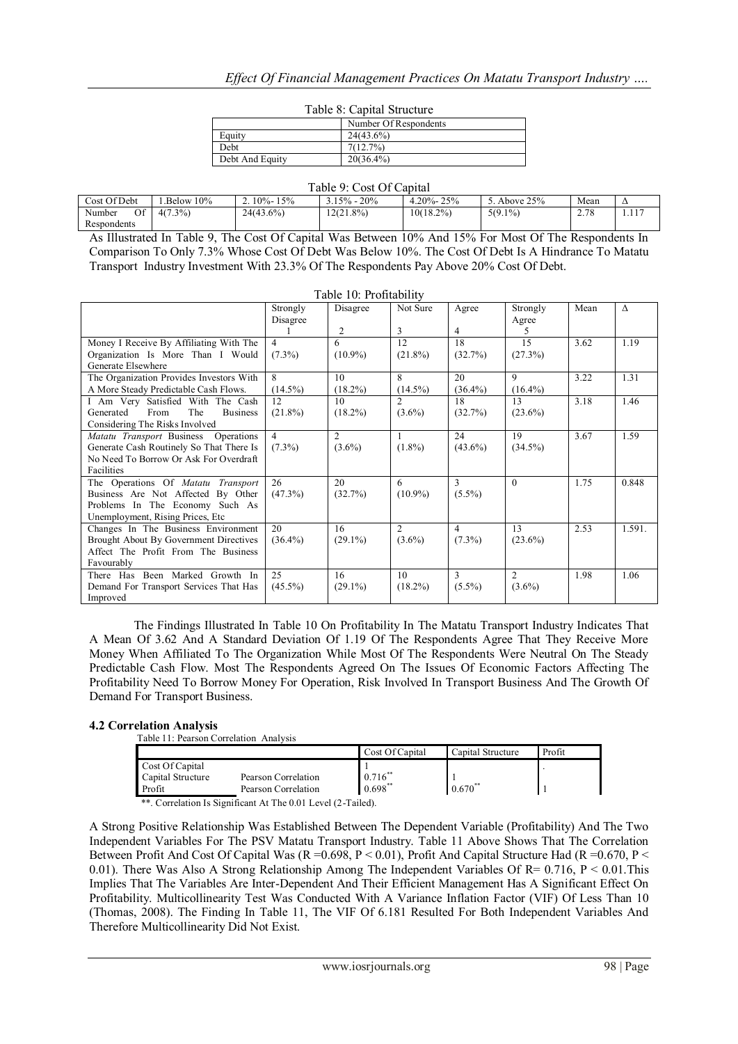Table 8: Capital Structure

| | Number Of Respondents |
|---|---|
| Equity | 24(43.6%) |
| Debt | 7(12.7%) |
| Debt And Equity | 20(36.4%) |

Table 9: Cost Of Capital

| Cost Of Debt | 1.Below 10% | 2. 10%- 15% | 3.15% - 20% | 4.20%- 25% | 5. Above 25% | Mean | Δ |
|---|---|---|---|---|---|---|---|
| Number Of Respondents | 4(7.3%) | 24(43.6%) | 12(21.8%) | 10(18.2%) | 5(9.1%) | 2.78 | 1.117 |

As Illustrated In Table 9, The Cost Of Capital Was Between 10% And 15% For Most Of The Respondents In Comparison To Only 7.3% Whose Cost Of Debt Was Below 10%. The Cost Of Debt Is A Hindrance To Matatu Transport Industry Investment With 23.3% Of The Respondents Pay Above 20% Cost Of Debt.

Table 10: Profitability

| | Strongly Disagree 1 | Disagree 2 | Not Sure 3 | Agree 4 | Strongly Agree 5 | Mean | Δ |
|---|---|---|---|---|---|---|---|
| Money I Receive By Affiliating With The Organization Is More Than I Would Generate Elsewhere | 4 (7.3%) | 6 (10.9%) | 12 (21.8%) | 18 (32.7%) | 15 (27.3%) | 3.62 | 1.19 |
| The Organization Provides Investors With A More Steady Predictable Cash Flows. | 8 (14.5%) | 10 (18.2%) | 8 (14.5%) | 20 (36.4%) | 9 (16.4%) | 3.22 | 1.31 |
| I Am Very Satisfied With The Cash Generated From The Business Considering The Risks Involved | 12 (21.8%) | 10 (18.2%) | 2 (3.6%) | 18 (32.7%) | 13 (23.6%) | 3.18 | 1.46 |
| *Matatu Transport* Business Operations Generate Cash Routinely So That There Is No Need To Borrow Or Ask For Overdraft Facilities | 4 (7.3%) | 2 (3.6%) | 1 (1.8%) | 24 (43.6%) | 19 (34.5%) | 3.67 | 1.59 |
| The Operations Of *Matatu Transport* Business Are Not Affected By Other Problems In The Economy Such As Unemployment, Rising Prices, Etc | 26 (47.3%) | 20 (32.7%) | 6 (10.9%) | 3 (5.5%) | 0 | 1.75 | 0.848 |
| Changes In The Business Environment Brought About By Government Directives Affect The Profit From The Business Favourably | 20 (36.4%) | 16 (29.1%) | 2 (3.6%) | 4 (7.3%) | 13 (23.6%) | 2.53 | 1.591. |
| There Has Been Marked Growth In Demand For Transport Services That Has Improved | 25 (45.5%) | 16 (29.1%) | 10 (18.2%) | 3 (5.5%) | 2 (3.6%) | 1.98 | 1.06 |

The Findings Illustrated In Table 10 On Profitability In The Matatu Transport Industry Indicates That A Mean Of 3.62 And A Standard Deviation Of 1.19 Of The Respondents Agree That They Receive More Money When Affiliated To The Organization While Most Of The Respondents Were Neutral On The Steady Predictable Cash Flow. Most The Respondents Agreed On The Issues Of Economic Factors Affecting The Profitability Need To Borrow Money For Operation, Risk Involved In Transport Business And The Growth Of Demand For Transport Business.

### 4.2 Correlation Analysis

Table 11: Pearson Correlation Analysis

| | | Cost Of Capital | Capital Structure | Profit |
|---|---|---|---|---|
| Cost Of Capital | | 1 | | . |
| Capital Structure | Pearson Correlation | 0.716** | 1 | |
| Profit | Pearson Correlation | 0.698** | 0.670** | 1 |

**. Correlation Is Significant At The 0.01 Level (2-Tailed).

A Strong Positive Relationship Was Established Between The Dependent Variable (Profitability) And The Two Independent Variables For The PSV Matatu Transport Industry. Table 11 Above Shows That The Correlation Between Profit And Cost Of Capital Was ($R = 0.698$, $P < 0.01$), Profit And Capital Structure Had ($R = 0.670$, $P < 0.01$). There Was Also A Strong Relationship Among The Independent Variables Of $R = 0.716$, $P < 0.01$.This Implies That The Variables Are Inter-Dependent And Their Efficient Management Has A Significant Effect On Profitability. Multicollinearity Test Was Conducted With A Variance Inflation Factor (VIF) Of Less Than 10 (Thomas, 2008). The Finding In Table 11, The VIF Of 6.181 Resulted For Both Independent Variables And Therefore Multicollinearity Did Not Exist.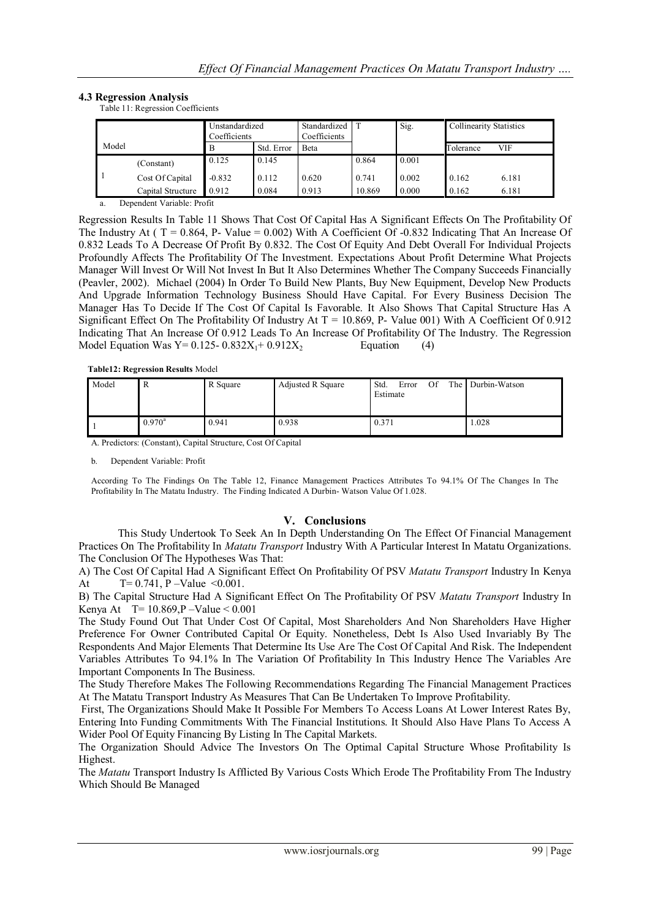### 4.3 Regression Analysis

Table 11: Regression Coefficients

| Model | | Unstandardized Coefficients | | Standardized Coefficients | T | Sig. | Collinearity Statistics | |
|---|---|---|---|---|---|---|---|---|
| | | B | Std. Error | Beta | | | Tolerance | VIF |
| 1 | (Constant) | 0.125 | 0.145 | | 0.864 | 0.001 | | |
| | Cost Of Capital | -0.832 | 0.112 | 0.620 | 0.741 | 0.002 | 0.162 | 6.181 |
| | Capital Structure | 0.912 | 0.084 | 0.913 | 10.869 | 0.000 | 0.162 | 6.181 |

a. Dependent Variable: Profit

Regression Results In Table 11 Shows That Cost Of Capital Has A Significant Effects On The Profitability Of The Industry At ( T = 0.864, P- Value = 0.002) With A Coefficient Of -0.832 Indicating That An Increase Of 0.832 Leads To A Decrease Of Profit By 0.832. The Cost Of Equity And Debt Overall For Individual Projects Profoundly Affects The Profitability Of The Investment. Expectations About Profit Determine What Projects Manager Will Invest Or Will Not Invest In But It Also Determines Whether The Company Succeeds Financially (Peavler, 2002). Michael (2004) In Order To Build New Plants, Buy New Equipment, Develop New Products And Upgrade Information Technology Business Should Have Capital. For Every Business Decision The Manager Has To Decide If The Cost Of Capital Is Favorable. It Also Shows That Capital Structure Has A Significant Effect On The Profitability Of Industry At T = 10.869, P- Value 001) With A Coefficient Of 0.912 Indicating That An Increase Of 0.912 Leads To An Increase Of Profitability Of The Industry. The Regression Model Equation Was $Y= 0.125- 0.832X_1+ 0.912X_2$ Equation (4)

**Table12: Regression Results** Model

| Model | R | R Square | Adjusted R Square | Std. Error Of The Estimate | Durbin-Watson |
|---|---|---|---|---|---|
| 1 | 0.970[a] | 0.941 | 0.938 | 0.371 | 1.028 |

A. Predictors: (Constant), Capital Structure, Cost Of Capital

b. Dependent Variable: Profit

According To The Findings On The Table 12, Finance Management Practices Attributes To 94.1% Of The Changes In The Profitability In The Matatu Industry. The Finding Indicated A Durbin- Watson Value Of 1.028.

## V. Conclusions

This Study Undertook To Seek An In Depth Understanding On The Effect Of Financial Management Practices On The Profitability In *Matatu Transport* Industry With A Particular Interest In Matatu Organizations. The Conclusion Of The Hypotheses Was That:

A) The Cost Of Capital Had A Significant Effect On Profitability Of PSV *Matatu Transport* Industry In Kenya At T= 0.741, P –Value <0.001.

B) The Capital Structure Had A Significant Effect On The Profitability Of PSV *Matatu Transport* Industry In Kenya At T= 10.869,P –Value < 0.001

The Study Found Out That Under Cost Of Capital, Most Shareholders And Non Shareholders Have Higher Preference For Owner Contributed Capital Or Equity. Nonetheless, Debt Is Also Used Invariably By The Respondents And Major Elements That Determine Its Use Are The Cost Of Capital And Risk. The Independent Variables Attributes To 94.1% In The Variation Of Profitability In This Industry Hence The Variables Are Important Components In The Business.

The Study Therefore Makes The Following Recommendations Regarding The Financial Management Practices At The Matatu Transport Industry As Measures That Can Be Undertaken To Improve Profitability.

First, The Organizations Should Make It Possible For Members To Access Loans At Lower Interest Rates By, Entering Into Funding Commitments With The Financial Institutions. It Should Also Have Plans To Access A Wider Pool Of Equity Financing By Listing In The Capital Markets.

The Organization Should Advice The Investors On The Optimal Capital Structure Whose Profitability Is Highest.

The *Matatu* Transport Industry Is Afflicted By Various Costs Which Erode The Profitability From The Industry Which Should Be Managed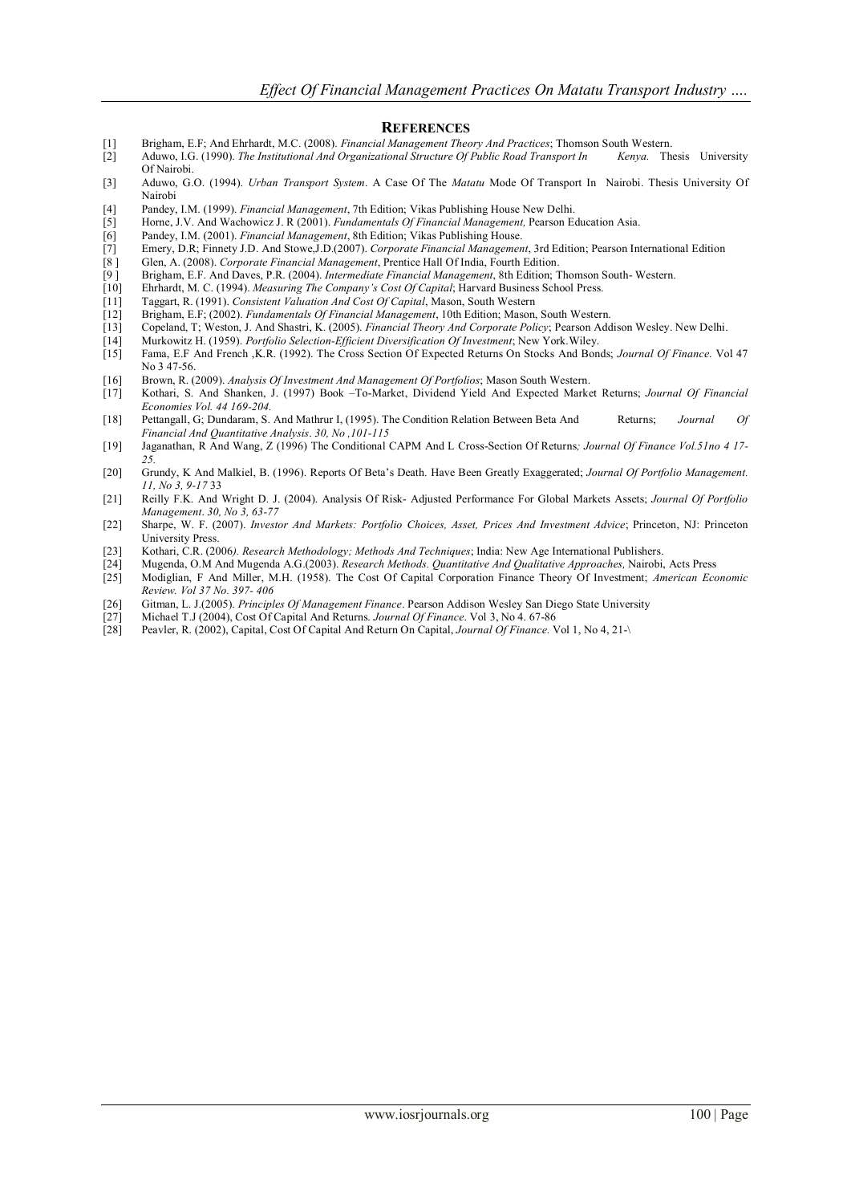## REFERENCES

[1] Brigham, E.F; And Ehrhardt, M.C. (2008). *Financial Management Theory And Practices*; Thomson South Western.

[2] Aduwo, I.G. (1990). *The Institutional And Organizational Structure Of Public Road Transport In Kenya.* Thesis University Of Nairobi.

[3] Aduwo, G.O. (1994). *Urban Transport System*. A Case Of The *Matatu* Mode Of Transport In Nairobi. Thesis University Of Nairobi

[4] Pandey, I.M. (1999). *Financial Management*, 7th Edition; Vikas Publishing House New Delhi.

[5] Horne, J.V. And Wachowicz J. R (2001). *Fundamentals Of Financial Management,* Pearson Education Asia.

[6] Pandey, I.M. (2001). *Financial Management*, 8th Edition; Vikas Publishing House.

[7] Emery, D.R; Finnety J.D. And Stowe,J.D.(2007). *Corporate Financial Management*, 3rd Edition; Pearson International Edition

[8 ] Glen, A. (2008). *Corporate Financial Management*, Prentice Hall Of India, Fourth Edition.

[9 ] Brigham, E.F. And Daves, P.R. (2004). *Intermediate Financial Management*, 8th Edition; Thomson South- Western.

[10] Ehrhardt, M. C. (1994). *Measuring The Company's Cost Of Capital*; Harvard Business School Press.

[11] Taggart, R. (1991). *Consistent Valuation And Cost Of Capital*, Mason, South Western

[12] Brigham, E.F; (2002). *Fundamentals Of Financial Management*, 10th Edition; Mason, South Western.

[13] Copeland, T; Weston, J. And Shastri, K. (2005). *Financial Theory And Corporate Policy*; Pearson Addison Wesley. New Delhi.

[14] Murkowitz H. (1959). *Portfolio Selection-Efficient Diversification Of Investment*; New York.Wiley.

[15] Fama, E.F And French ,K.R. (1992). The Cross Section Of Expected Returns On Stocks And Bonds; *Journal Of Finance.* Vol 47 No 3 47-56.

[16] Brown, R. (2009). *Analysis Of Investment And Management Of Portfolios*; Mason South Western.

[17] Kothari, S. And Shanken, J. (1997) Book –To-Market, Dividend Yield And Expected Market Returns; *Journal Of Financial Economies Vol. 44 169-204.*

[18] Pettangall, G; Dundaram, S. And Mathrur I, (1995). The Condition Relation Between Beta And Returns; *Journal Of Financial And Quantitative Analysis*. *30, No ,101-115*

[19] Jaganathan, R And Wang, Z (1996) The Conditional CAPM And L Cross-Section Of Returns*; Journal Of Finance Vol.51no 4 17-25.*

[20] Grundy, K And Malkiel, B. (1996). Reports Of Beta's Death. Have Been Greatly Exaggerated; *Journal Of Portfolio Management. 11, No 3, 9-17* 33

[21] Reilly F.K. And Wright D. J. (2004). Analysis Of Risk- Adjusted Performance For Global Markets Assets; *Journal Of Portfolio Management*. *30, No 3, 63-77*

[22] Sharpe, W. F. (2007). *Investor And Markets: Portfolio Choices, Asset, Prices And Investment Advice*; Princeton, NJ: Princeton University Press.

[23] Kothari, C.R. (2006*). Research Methodology; Methods And Techniques*; India: New Age International Publishers.

[24] Mugenda, O.M And Mugenda A.G.(2003). *Research Methods*. *Quantitative And Qualitative Approaches,* Nairobi, Acts Press

[25] Modiglian, F And Miller, M.H. (1958). The Cost Of Capital Corporation Finance Theory Of Investment; *American Economic Review. Vol 37 No*. *397- 406*

[26] Gitman, L. J.(2005). *Principles Of Management Finance*. Pearson Addison Wesley San Diego State University

[27] Michael T.J (2004), Cost Of Capital And Returns. *Journal Of Finance*. Vol 3, No 4. 67-86

[28] Peavler, R. (2002), Capital, Cost Of Capital And Return On Capital, *Journal Of Finance.* Vol 1, No 4, 21-\